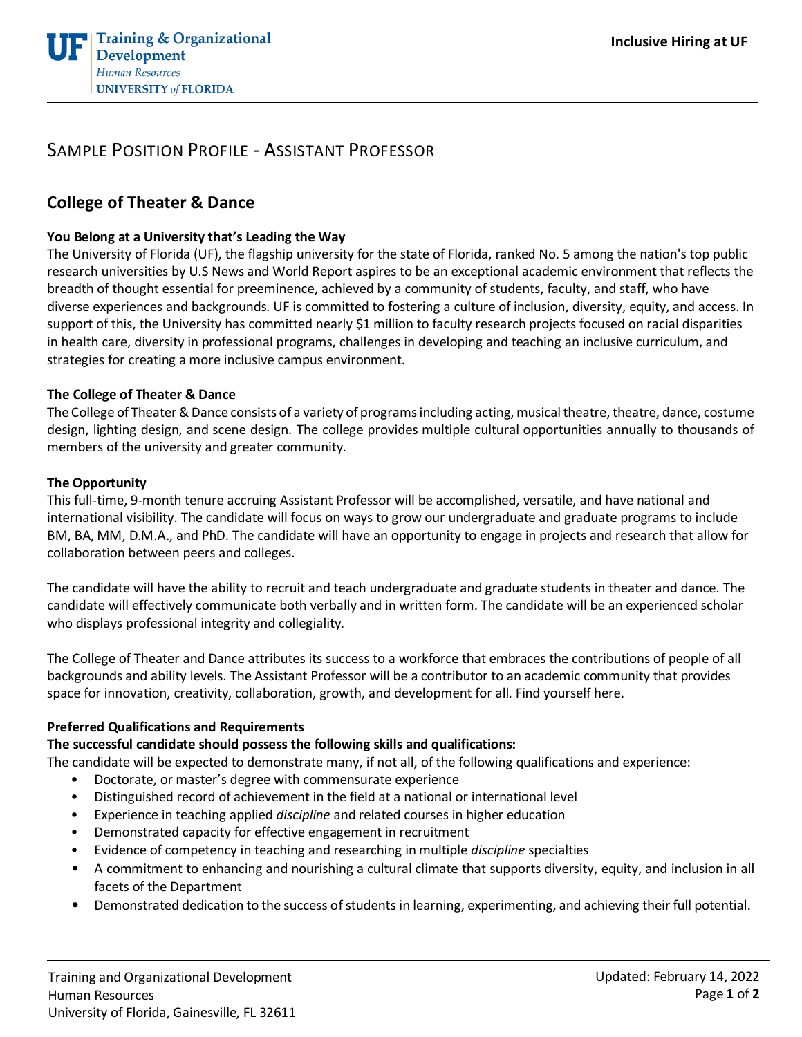# Sample Position Profile - Assistant Professor

## College of Theater & Dance

**You Belong at a University that's Leading the Way**

The University of Florida (UF), the flagship university for the state of Florida, ranked No. 5 among the nation's top public research universities by U.S News and World Report aspires to be an exceptional academic environment that reflects the breadth of thought essential for preeminence, achieved by a community of students, faculty, and staff, who have diverse experiences and backgrounds. UF is committed to fostering a culture of inclusion, diversity, equity, and access. In support of this, the University has committed nearly $1 million to faculty research projects focused on racial disparities in health care, diversity in professional programs, challenges in developing and teaching an inclusive curriculum, and strategies for creating a more inclusive campus environment.

**The College of Theater & Dance**

The College of Theater & Dance consists of a variety of programs including acting, musical theatre, theatre, dance, costume design, lighting design, and scene design. The college provides multiple cultural opportunities annually to thousands of members of the university and greater community.

**The Opportunity**

This full-time, 9-month tenure accruing Assistant Professor will be accomplished, versatile, and have national and international visibility. The candidate will focus on ways to grow our undergraduate and graduate programs to include BM, BA, MM, D.M.A., and PhD. The candidate will have an opportunity to engage in projects and research that allow for collaboration between peers and colleges.

The candidate will have the ability to recruit and teach undergraduate and graduate students in theater and dance. The candidate will effectively communicate both verbally and in written form. The candidate will be an experienced scholar who displays professional integrity and collegiality.

The College of Theater and Dance attributes its success to a workforce that embraces the contributions of people of all backgrounds and ability levels. The Assistant Professor will be a contributor to an academic community that provides space for innovation, creativity, collaboration, growth, and development for all. Find yourself here.

**Preferred Qualifications and Requirements**

**The successful candidate should possess the following skills and qualifications:**

The candidate will be expected to demonstrate many, if not all, of the following qualifications and experience:

- Doctorate, or master's degree with commensurate experience
- Distinguished record of achievement in the field at a national or international level
- Experience in teaching applied *discipline* and related courses in higher education
- Demonstrated capacity for effective engagement in recruitment
- Evidence of competency in teaching and researching in multiple *discipline* specialties
- A commitment to enhancing and nourishing a cultural climate that supports diversity, equity, and inclusion in all facets of the Department
- Demonstrated dedication to the success of students in learning, experimenting, and achieving their full potential.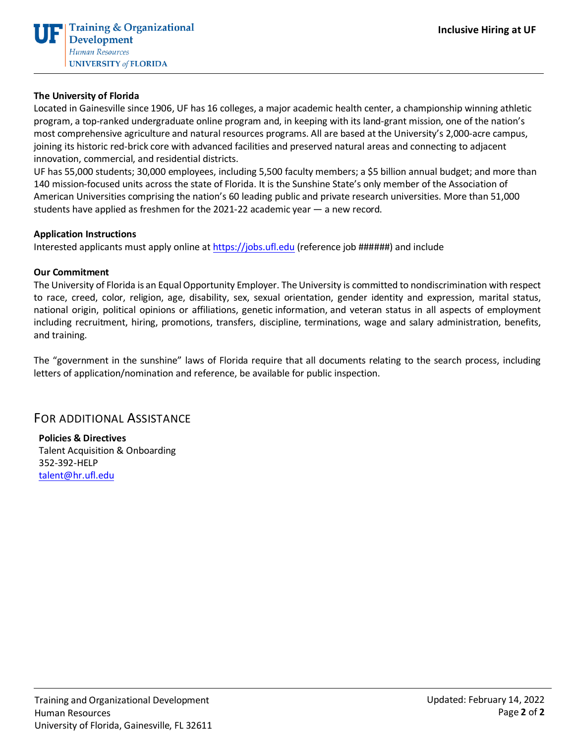**The University of Florida**

Located in Gainesville since 1906, UF has 16 colleges, a major academic health center, a championship winning athletic program, a top-ranked undergraduate online program and, in keeping with its land-grant mission, one of the nation's most comprehensive agriculture and natural resources programs. All are based at the University's 2,000-acre campus, joining its historic red-brick core with advanced facilities and preserved natural areas and connecting to adjacent innovation, commercial, and residential districts.

UF has 55,000 students; 30,000 employees, including 5,500 faculty members; a $5 billion annual budget; and more than 140 mission-focused units across the state of Florida. It is the Sunshine State's only member of the Association of American Universities comprising the nation's 60 leading public and private research universities. More than 51,000 students have applied as freshmen for the 2021-22 academic year — a new record.

**Application Instructions**

Interested applicants must apply online at https://jobs.ufl.edu (reference job ######) and include

**Our Commitment**

The University of Florida is an Equal Opportunity Employer. The University is committed to nondiscrimination with respect to race, creed, color, religion, age, disability, sex, sexual orientation, gender identity and expression, marital status, national origin, political opinions or affiliations, genetic information, and veteran status in all aspects of employment including recruitment, hiring, promotions, transfers, discipline, terminations, wage and salary administration, benefits, and training.

The "government in the sunshine" laws of Florida require that all documents relating to the search process, including letters of application/nomination and reference, be available for public inspection.

## For Additional Assistance

**Policies & Directives**
Talent Acquisition & Onboarding
352-392-HELP
talent@hr.ufl.edu

Training and Organizational Development
Human Resources
University of Florida, Gainesville, FL 32611

Updated: February 14, 2022